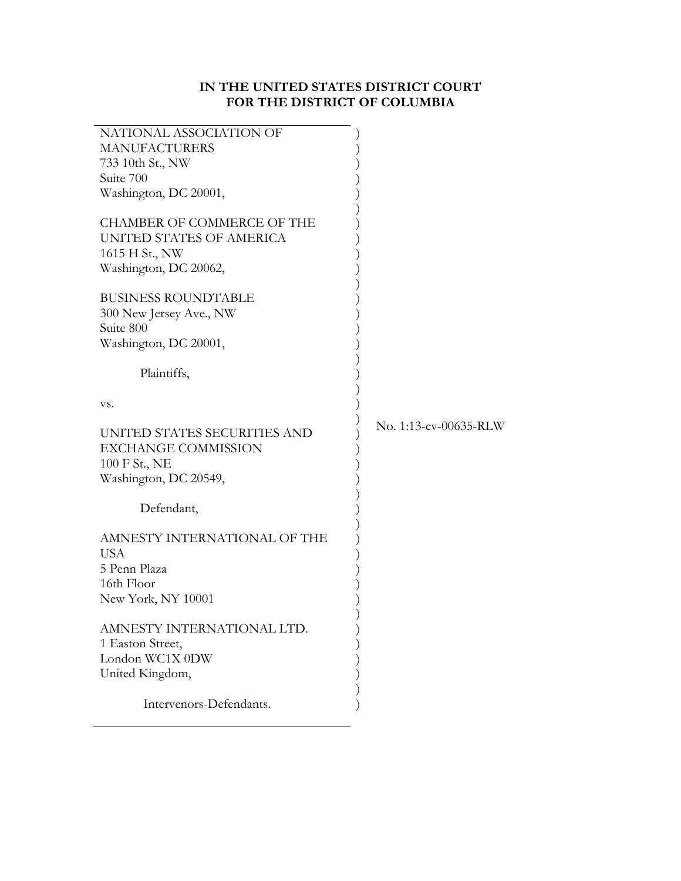**IN THE UNITED STATES DISTRICT COURT**
**FOR THE DISTRICT OF COLUMBIA**

NATIONAL ASSOCIATION OF MANUFACTURERS
733 10th St., NW
Suite 700
Washington, DC 20001,

CHAMBER OF COMMERCE OF THE UNITED STATES OF AMERICA
1615 H St., NW
Washington, DC 20062,

BUSINESS ROUNDTABLE
300 New Jersey Ave., NW
Suite 800
Washington, DC 20001,

Plaintiffs,

vs.

UNITED STATES SECURITIES AND EXCHANGE COMMISSION
100 F St., NE
Washington, DC 20549,

Defendant,

AMNESTY INTERNATIONAL OF THE USA
5 Penn Plaza
16th Floor
New York, NY 10001

AMNESTY INTERNATIONAL LTD.
1 Easton Street,
London WC1X 0DW
United Kingdom,

Intervenors-Defendants.

No. 1:13-cv-00635-RLW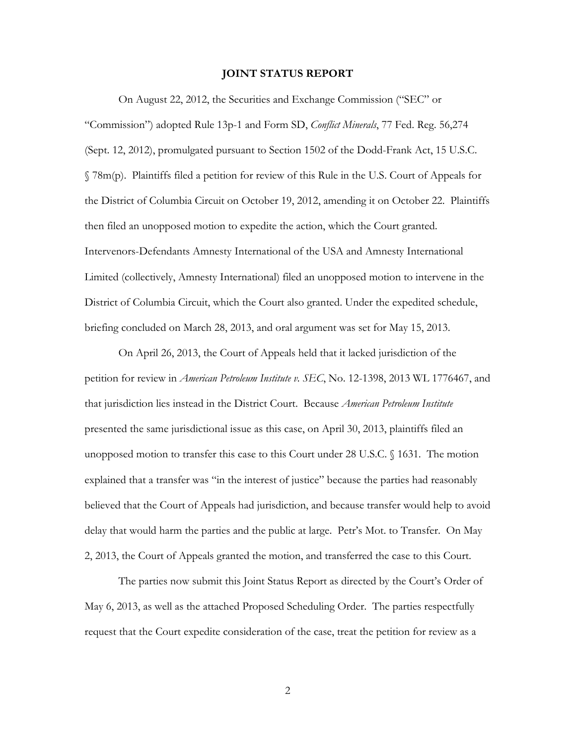## JOINT STATUS REPORT

On August 22, 2012, the Securities and Exchange Commission ("SEC" or "Commission") adopted Rule 13p-1 and Form SD, *Conflict Minerals*, 77 Fed. Reg. 56,274 (Sept. 12, 2012), promulgated pursuant to Section 1502 of the Dodd-Frank Act, 15 U.S.C. § 78m(p). Plaintiffs filed a petition for review of this Rule in the U.S. Court of Appeals for the District of Columbia Circuit on October 19, 2012, amending it on October 22. Plaintiffs then filed an unopposed motion to expedite the action, which the Court granted. Intervenors-Defendants Amnesty International of the USA and Amnesty International Limited (collectively, Amnesty International) filed an unopposed motion to intervene in the District of Columbia Circuit, which the Court also granted. Under the expedited schedule, briefing concluded on March 28, 2013, and oral argument was set for May 15, 2013.

On April 26, 2013, the Court of Appeals held that it lacked jurisdiction of the petition for review in *American Petroleum Institute v. SEC*, No. 12-1398, 2013 WL 1776467, and that jurisdiction lies instead in the District Court. Because *American Petroleum Institute* presented the same jurisdictional issue as this case, on April 30, 2013, plaintiffs filed an unopposed motion to transfer this case to this Court under 28 U.S.C. § 1631. The motion explained that a transfer was "in the interest of justice" because the parties had reasonably believed that the Court of Appeals had jurisdiction, and because transfer would help to avoid delay that would harm the parties and the public at large. Petr's Mot. to Transfer. On May 2, 2013, the Court of Appeals granted the motion, and transferred the case to this Court.

The parties now submit this Joint Status Report as directed by the Court's Order of May 6, 2013, as well as the attached Proposed Scheduling Order. The parties respectfully request that the Court expedite consideration of the case, treat the petition for review as a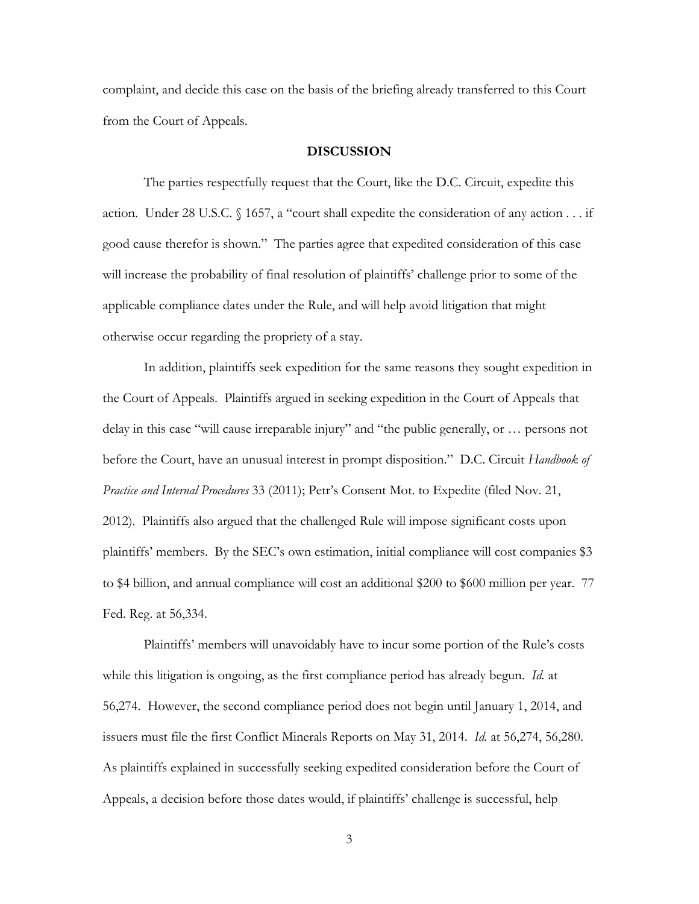complaint, and decide this case on the basis of the briefing already transferred to this Court from the Court of Appeals.

## DISCUSSION

The parties respectfully request that the Court, like the D.C. Circuit, expedite this action. Under 28 U.S.C. § 1657, a "court shall expedite the consideration of any action . . . if good cause therefor is shown." The parties agree that expedited consideration of this case will increase the probability of final resolution of plaintiffs' challenge prior to some of the applicable compliance dates under the Rule, and will help avoid litigation that might otherwise occur regarding the propriety of a stay.

In addition, plaintiffs seek expedition for the same reasons they sought expedition in the Court of Appeals. Plaintiffs argued in seeking expedition in the Court of Appeals that delay in this case "will cause irreparable injury" and "the public generally, or … persons not before the Court, have an unusual interest in prompt disposition." D.C. Circuit *Handbook of Practice and Internal Procedures* 33 (2011); Petr's Consent Mot. to Expedite (filed Nov. 21, 2012). Plaintiffs also argued that the challenged Rule will impose significant costs upon plaintiffs' members. By the SEC's own estimation, initial compliance will cost companies $3 to $4 billion, and annual compliance will cost an additional $200 to $600 million per year. 77 Fed. Reg. at 56,334.

Plaintiffs' members will unavoidably have to incur some portion of the Rule's costs while this litigation is ongoing, as the first compliance period has already begun. *Id.* at 56,274. However, the second compliance period does not begin until January 1, 2014, and issuers must file the first Conflict Minerals Reports on May 31, 2014. *Id.* at 56,274, 56,280. As plaintiffs explained in successfully seeking expedited consideration before the Court of Appeals, a decision before those dates would, if plaintiffs' challenge is successful, help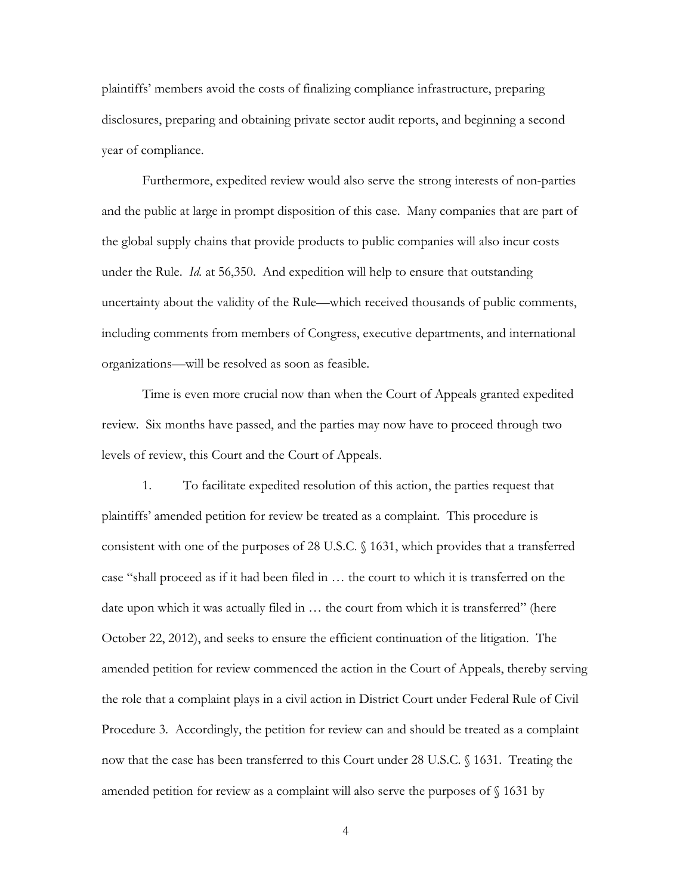plaintiffs' members avoid the costs of finalizing compliance infrastructure, preparing disclosures, preparing and obtaining private sector audit reports, and beginning a second year of compliance.

Furthermore, expedited review would also serve the strong interests of non-parties and the public at large in prompt disposition of this case. Many companies that are part of the global supply chains that provide products to public companies will also incur costs under the Rule. *Id.* at 56,350. And expedition will help to ensure that outstanding uncertainty about the validity of the Rule—which received thousands of public comments, including comments from members of Congress, executive departments, and international organizations—will be resolved as soon as feasible.

Time is even more crucial now than when the Court of Appeals granted expedited review. Six months have passed, and the parties may now have to proceed through two levels of review, this Court and the Court of Appeals.

1. To facilitate expedited resolution of this action, the parties request that plaintiffs' amended petition for review be treated as a complaint. This procedure is consistent with one of the purposes of 28 U.S.C. § 1631, which provides that a transferred case "shall proceed as if it had been filed in … the court to which it is transferred on the date upon which it was actually filed in … the court from which it is transferred" (here October 22, 2012), and seeks to ensure the efficient continuation of the litigation. The amended petition for review commenced the action in the Court of Appeals, thereby serving the role that a complaint plays in a civil action in District Court under Federal Rule of Civil Procedure 3. Accordingly, the petition for review can and should be treated as a complaint now that the case has been transferred to this Court under 28 U.S.C. § 1631. Treating the amended petition for review as a complaint will also serve the purposes of § 1631 by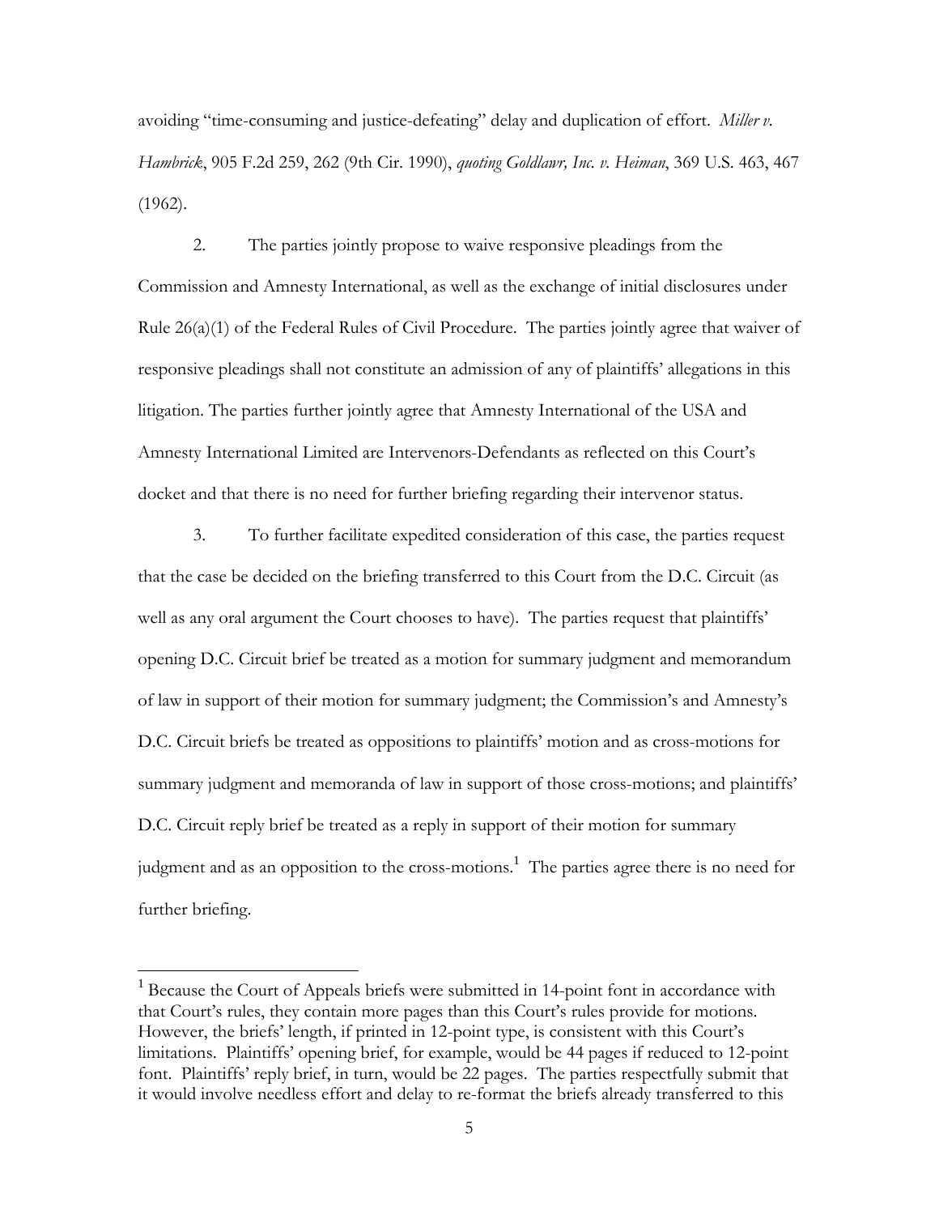avoiding "time-consuming and justice-defeating" delay and duplication of effort. *Miller v. Hambrick*, 905 F.2d 259, 262 (9th Cir. 1990), *quoting Goldlawr, Inc. v. Heiman*, 369 U.S. 463, 467 (1962).

2. The parties jointly propose to waive responsive pleadings from the Commission and Amnesty International, as well as the exchange of initial disclosures under Rule 26(a)(1) of the Federal Rules of Civil Procedure. The parties jointly agree that waiver of responsive pleadings shall not constitute an admission of any of plaintiffs' allegations in this litigation. The parties further jointly agree that Amnesty International of the USA and Amnesty International Limited are Intervenors-Defendants as reflected on this Court's docket and that there is no need for further briefing regarding their intervenor status.

3. To further facilitate expedited consideration of this case, the parties request that the case be decided on the briefing transferred to this Court from the D.C. Circuit (as well as any oral argument the Court chooses to have). The parties request that plaintiffs' opening D.C. Circuit brief be treated as a motion for summary judgment and memorandum of law in support of their motion for summary judgment; the Commission's and Amnesty's D.C. Circuit briefs be treated as oppositions to plaintiffs' motion and as cross-motions for summary judgment and memoranda of law in support of those cross-motions; and plaintiffs' D.C. Circuit reply brief be treated as a reply in support of their motion for summary judgment and as an opposition to the cross-motions.[1] The parties agree there is no need for further briefing.

---

[1] Because the Court of Appeals briefs were submitted in 14-point font in accordance with that Court's rules, they contain more pages than this Court's rules provide for motions. However, the briefs' length, if printed in 12-point type, is consistent with this Court's limitations. Plaintiffs' opening brief, for example, would be 44 pages if reduced to 12-point font. Plaintiffs' reply brief, in turn, would be 22 pages. The parties respectfully submit that it would involve needless effort and delay to re-format the briefs already transferred to this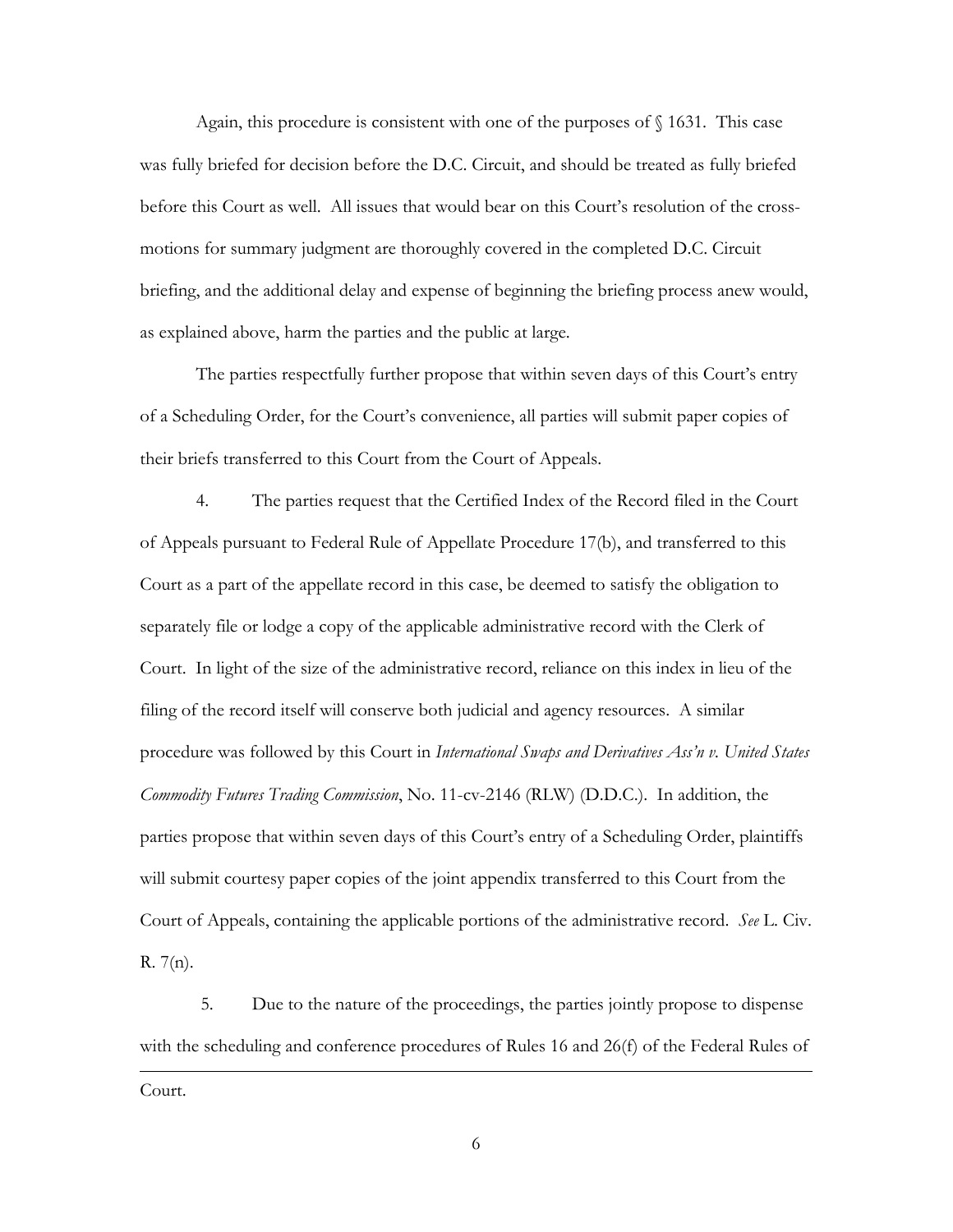Again, this procedure is consistent with one of the purposes of § 1631. This case was fully briefed for decision before the D.C. Circuit, and should be treated as fully briefed before this Court as well. All issues that would bear on this Court's resolution of the cross-motions for summary judgment are thoroughly covered in the completed D.C. Circuit briefing, and the additional delay and expense of beginning the briefing process anew would, as explained above, harm the parties and the public at large.

The parties respectfully further propose that within seven days of this Court's entry of a Scheduling Order, for the Court's convenience, all parties will submit paper copies of their briefs transferred to this Court from the Court of Appeals.

4. The parties request that the Certified Index of the Record filed in the Court of Appeals pursuant to Federal Rule of Appellate Procedure 17(b), and transferred to this Court as a part of the appellate record in this case, be deemed to satisfy the obligation to separately file or lodge a copy of the applicable administrative record with the Clerk of Court. In light of the size of the administrative record, reliance on this index in lieu of the filing of the record itself will conserve both judicial and agency resources. A similar procedure was followed by this Court in *International Swaps and Derivatives Ass'n v. United States Commodity Futures Trading Commission*, No. 11-cv-2146 (RLW) (D.D.C.). In addition, the parties propose that within seven days of this Court's entry of a Scheduling Order, plaintiffs will submit courtesy paper copies of the joint appendix transferred to this Court from the Court of Appeals, containing the applicable portions of the administrative record. *See* L. Civ. R. 7(n).

5. Due to the nature of the proceedings, the parties jointly propose to dispense with the scheduling and conference procedures of Rules 16 and 26(f) of the Federal Rules of

---

Court.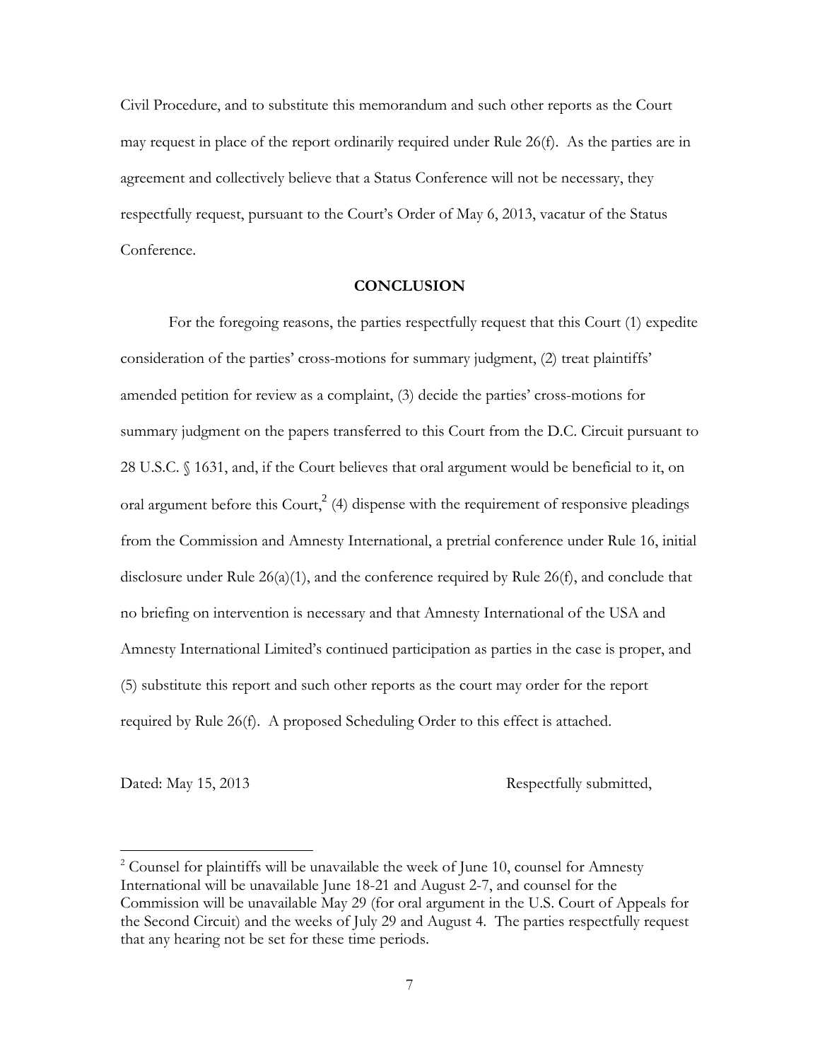Civil Procedure, and to substitute this memorandum and such other reports as the Court may request in place of the report ordinarily required under Rule 26(f). As the parties are in agreement and collectively believe that a Status Conference will not be necessary, they respectfully request, pursuant to the Court's Order of May 6, 2013, vacatur of the Status Conference.

## CONCLUSION

For the foregoing reasons, the parties respectfully request that this Court (1) expedite consideration of the parties' cross-motions for summary judgment, (2) treat plaintiffs' amended petition for review as a complaint, (3) decide the parties' cross-motions for summary judgment on the papers transferred to this Court from the D.C. Circuit pursuant to 28 U.S.C. § 1631, and, if the Court believes that oral argument would be beneficial to it, on oral argument before this Court,[2] (4) dispense with the requirement of responsive pleadings from the Commission and Amnesty International, a pretrial conference under Rule 16, initial disclosure under Rule 26(a)(1), and the conference required by Rule 26(f), and conclude that no briefing on intervention is necessary and that Amnesty International of the USA and Amnesty International Limited's continued participation as parties in the case is proper, and (5) substitute this report and such other reports as the court may order for the report required by Rule 26(f). A proposed Scheduling Order to this effect is attached.

Dated: May 15, 2013 Respectfully submitted,

[2] Counsel for plaintiffs will be unavailable the week of June 10, counsel for Amnesty International will be unavailable June 18-21 and August 2-7, and counsel for the Commission will be unavailable May 29 (for oral argument in the U.S. Court of Appeals for the Second Circuit) and the weeks of July 29 and August 4. The parties respectfully request that any hearing not be set for these time periods.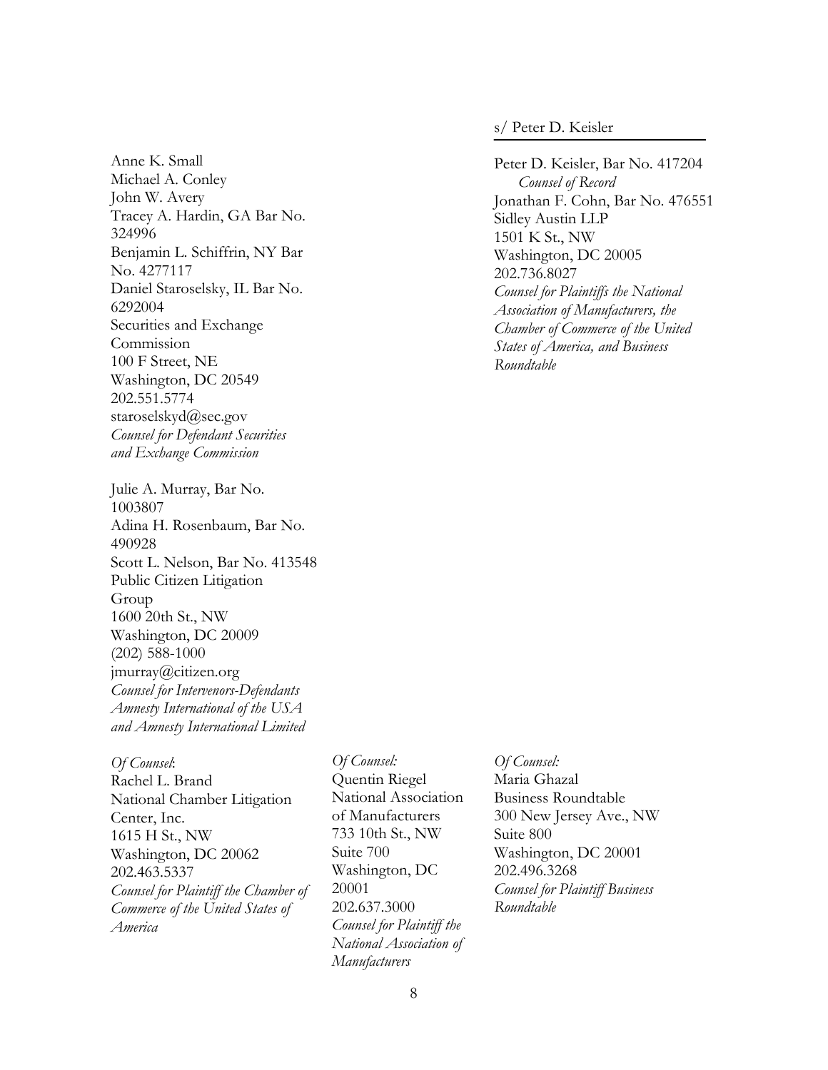s/ Peter D. Keisler

Peter D. Keisler, Bar No. 417204
*Counsel of Record*
Jonathan F. Cohn, Bar No. 476551
Sidley Austin LLP
1501 K St., NW
Washington, DC 20005
202.736.8027
*Counsel for Plaintiffs the National Association of Manufacturers, the Chamber of Commerce of the United States of America, and Business Roundtable*

Anne K. Small
Michael A. Conley
John W. Avery
Tracey A. Hardin, GA Bar No. 324996
Benjamin L. Schiffrin, NY Bar No. 4277117
Daniel Staroselsky, IL Bar No. 6292004
Securities and Exchange Commission
100 F Street, NE
Washington, DC 20549
202.551.5774
staroselskyd@sec.gov
*Counsel for Defendant Securities and Exchange Commission*

Julie A. Murray, Bar No. 1003807
Adina H. Rosenbaum, Bar No. 490928
Scott L. Nelson, Bar No. 413548
Public Citizen Litigation Group
1600 20th St., NW
Washington, DC 20009
(202) 588-1000
jmurray@citizen.org
*Counsel for Intervenors-Defendants Amnesty International of the USA and Amnesty International Limited*

*Of Counsel*:
Rachel L. Brand
National Chamber Litigation Center, Inc.
1615 H St., NW
Washington, DC 20062
202.463.5337
*Counsel for Plaintiff the Chamber of Commerce of the United States of America*

*Of Counsel:*
Quentin Riegel
National Association of Manufacturers
733 10th St., NW
Suite 700
Washington, DC 20001
202.637.3000
*Counsel for Plaintiff the National Association of Manufacturers*

*Of Counsel:*
Maria Ghazal
Business Roundtable
300 New Jersey Ave., NW
Suite 800
Washington, DC 20001
202.496.3268
*Counsel for Plaintiff Business Roundtable*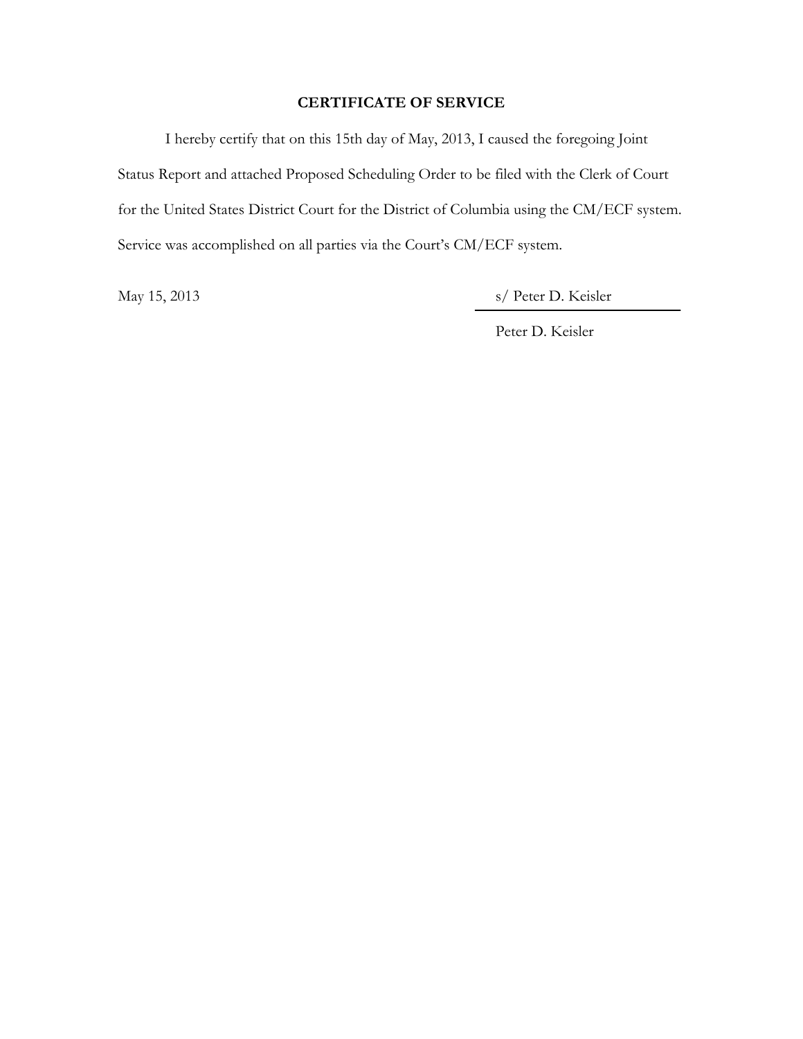**CERTIFICATE OF SERVICE**

I hereby certify that on this 15th day of May, 2013, I caused the foregoing Joint Status Report and attached Proposed Scheduling Order to be filed with the Clerk of Court for the United States District Court for the District of Columbia using the CM/ECF system. Service was accomplished on all parties via the Court's CM/ECF system.

May 15, 2013

s/ Peter D. Keisler

Peter D. Keisler